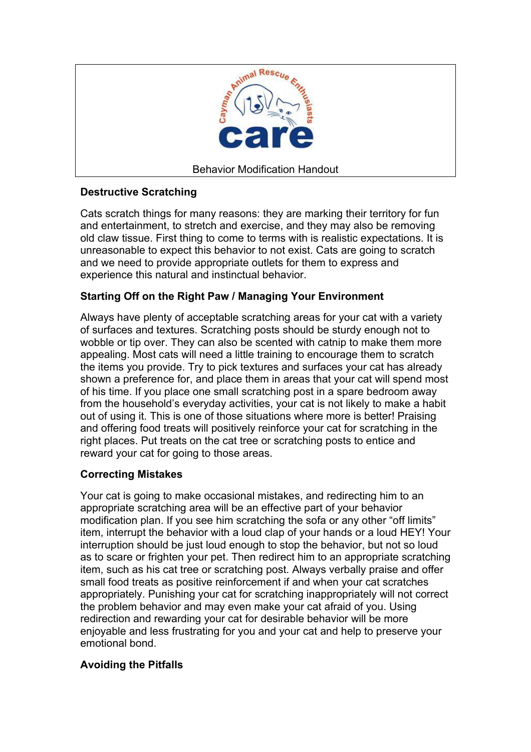Cayman Animal Rescue Enthusiasts

**care**

Behavior Modification Handout

## Destructive Scratching

Cats scratch things for many reasons: they are marking their territory for fun and entertainment, to stretch and exercise, and they may also be removing old claw tissue. First thing to come to terms with is realistic expectations. It is unreasonable to expect this behavior to not exist. Cats are going to scratch and we need to provide appropriate outlets for them to express and experience this natural and instinctual behavior.

## Starting Off on the Right Paw / Managing Your Environment

Always have plenty of acceptable scratching areas for your cat with a variety of surfaces and textures. Scratching posts should be sturdy enough not to wobble or tip over. They can also be scented with catnip to make them more appealing. Most cats will need a little training to encourage them to scratch the items you provide. Try to pick textures and surfaces your cat has already shown a preference for, and place them in areas that your cat will spend most of his time. If you place one small scratching post in a spare bedroom away from the household's everyday activities, your cat is not likely to make a habit out of using it. This is one of those situations where more is better! Praising and offering food treats will positively reinforce your cat for scratching in the right places. Put treats on the cat tree or scratching posts to entice and reward your cat for going to those areas.

## Correcting Mistakes

Your cat is going to make occasional mistakes, and redirecting him to an appropriate scratching area will be an effective part of your behavior modification plan. If you see him scratching the sofa or any other "off limits" item, interrupt the behavior with a loud clap of your hands or a loud HEY! Your interruption should be just loud enough to stop the behavior, but not so loud as to scare or frighten your pet. Then redirect him to an appropriate scratching item, such as his cat tree or scratching post. Always verbally praise and offer small food treats as positive reinforcement if and when your cat scratches appropriately. Punishing your cat for scratching inappropriately will not correct the problem behavior and may even make your cat afraid of you. Using redirection and rewarding your cat for desirable behavior will be more enjoyable and less frustrating for you and your cat and help to preserve your emotional bond.

## Avoiding the Pitfalls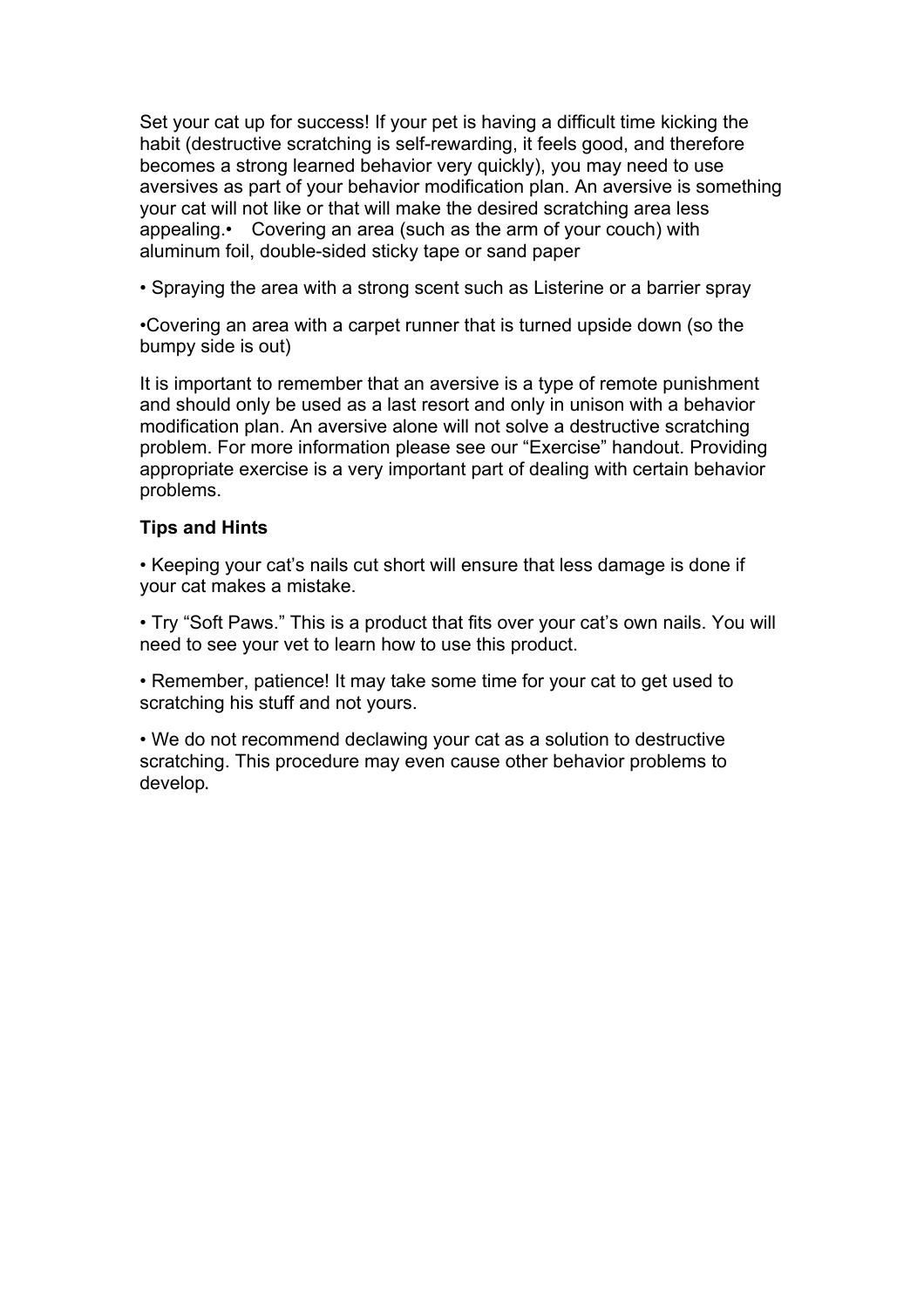Set your cat up for success! If your pet is having a difficult time kicking the habit (destructive scratching is self-rewarding, it feels good, and therefore becomes a strong learned behavior very quickly), you may need to use aversives as part of your behavior modification plan. An aversive is something your cat will not like or that will make the desired scratching area less appealing.

- Covering an area (such as the arm of your couch) with aluminum foil, double-sided sticky tape or sand paper
- Spraying the area with a strong scent such as Listerine or a barrier spray
- Covering an area with a carpet runner that is turned upside down (so the bumpy side is out)

It is important to remember that an aversive is a type of remote punishment and should only be used as a last resort and only in unison with a behavior modification plan. An aversive alone will not solve a destructive scratching problem. For more information please see our “Exercise” handout. Providing appropriate exercise is a very important part of dealing with certain behavior problems.

**Tips and Hints**

- Keeping your cat’s nails cut short will ensure that less damage is done if your cat makes a mistake.
- Try “Soft Paws.” This is a product that fits over your cat’s own nails. You will need to see your vet to learn how to use this product.
- Remember, patience! It may take some time for your cat to get used to scratching his stuff and not yours.
- We do not recommend declawing your cat as a solution to destructive scratching. This procedure may even cause other behavior problems to develop.